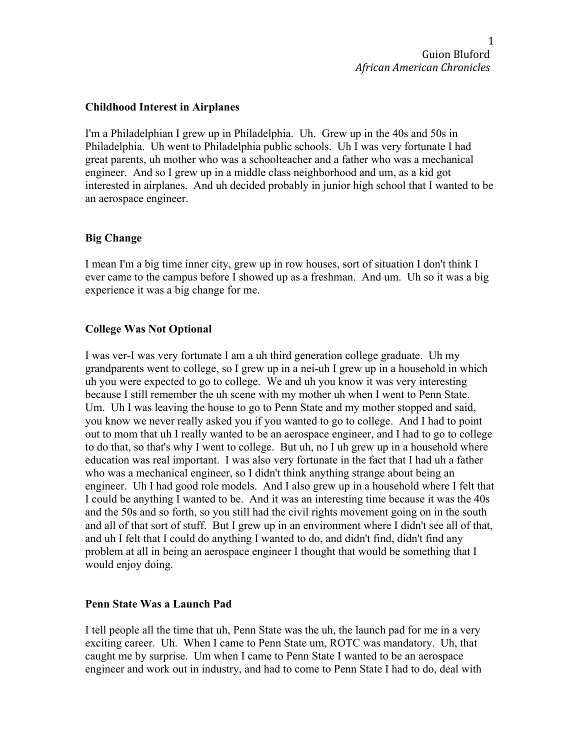### Childhood Interest in Airplanes

I'm a Philadelphian I grew up in Philadelphia. Uh. Grew up in the 40s and 50s in Philadelphia. Uh went to Philadelphia public schools. Uh I was very fortunate I had great parents, uh mother who was a schoolteacher and a father who was a mechanical engineer. And so I grew up in a middle class neighborhood and um, as a kid got interested in airplanes. And uh decided probably in junior high school that I wanted to be an aerospace engineer.

### Big Change

I mean I'm a big time inner city, grew up in row houses, sort of situation I don't think I ever came to the campus before I showed up as a freshman. And um. Uh so it was a big experience it was a big change for me.

### College Was Not Optional

I was ver-I was very fortunate I am a uh third generation college graduate. Uh my grandparents went to college, so I grew up in a nei-uh I grew up in a household in which uh you were expected to go to college. We and uh you know it was very interesting because I still remember the uh scene with my mother uh when I went to Penn State. Um. Uh I was leaving the house to go to Penn State and my mother stopped and said, you know we never really asked you if you wanted to go to college. And I had to point out to mom that uh I really wanted to be an aerospace engineer, and I had to go to college to do that, so that's why I went to college. But uh, no I uh grew up in a household where education was real important. I was also very fortunate in the fact that I had uh a father who was a mechanical engineer, so I didn't think anything strange about being an engineer. Uh I had good role models. And I also grew up in a household where I felt that I could be anything I wanted to be. And it was an interesting time because it was the 40s and the 50s and so forth, so you still had the civil rights movement going on in the south and all of that sort of stuff. But I grew up in an environment where I didn't see all of that, and uh I felt that I could do anything I wanted to do, and didn't find, didn't find any problem at all in being an aerospace engineer I thought that would be something that I would enjoy doing.

### Penn State Was a Launch Pad

I tell people all the time that uh, Penn State was the uh, the launch pad for me in a very exciting career. Uh. When I came to Penn State um, ROTC was mandatory. Uh, that caught me by surprise. Um when I came to Penn State I wanted to be an aerospace engineer and work out in industry, and had to come to Penn State I had to do, deal with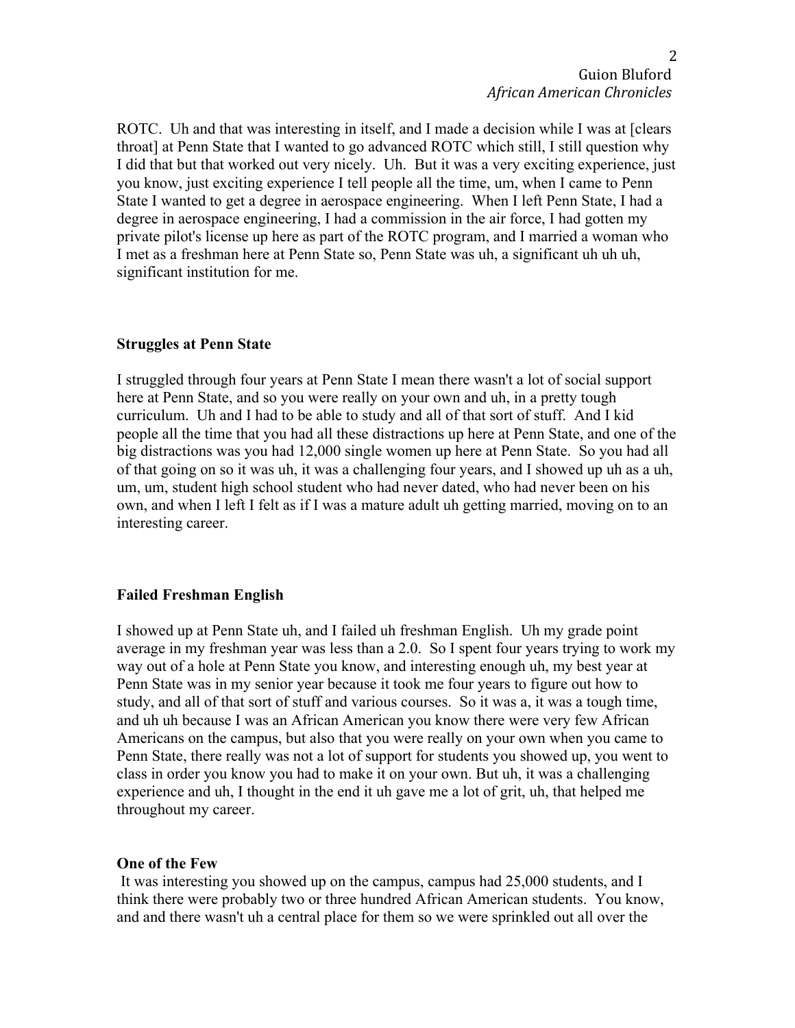ROTC. Uh and that was interesting in itself, and I made a decision while I was at [clears throat] at Penn State that I wanted to go advanced ROTC which still, I still question why I did that but that worked out very nicely. Uh. But it was a very exciting experience, just you know, just exciting experience I tell people all the time, um, when I came to Penn State I wanted to get a degree in aerospace engineering. When I left Penn State, I had a degree in aerospace engineering, I had a commission in the air force, I had gotten my private pilot's license up here as part of the ROTC program, and I married a woman who I met as a freshman here at Penn State so, Penn State was uh, a significant uh uh uh, significant institution for me.

**Struggles at Penn State**

I struggled through four years at Penn State I mean there wasn't a lot of social support here at Penn State, and so you were really on your own and uh, in a pretty tough curriculum. Uh and I had to be able to study and all of that sort of stuff. And I kid people all the time that you had all these distractions up here at Penn State, and one of the big distractions was you had 12,000 single women up here at Penn State. So you had all of that going on so it was uh, it was a challenging four years, and I showed up uh as a uh, um, um, student high school student who had never dated, who had never been on his own, and when I left I felt as if I was a mature adult uh getting married, moving on to an interesting career.

**Failed Freshman English**

I showed up at Penn State uh, and I failed uh freshman English. Uh my grade point average in my freshman year was less than a 2.0. So I spent four years trying to work my way out of a hole at Penn State you know, and interesting enough uh, my best year at Penn State was in my senior year because it took me four years to figure out how to study, and all of that sort of stuff and various courses. So it was a, it was a tough time, and uh uh because I was an African American you know there were very few African Americans on the campus, but also that you were really on your own when you came to Penn State, there really was not a lot of support for students you showed up, you went to class in order you know you had to make it on your own. But uh, it was a challenging experience and uh, I thought in the end it uh gave me a lot of grit, uh, that helped me throughout my career.

**One of the Few**

It was interesting you showed up on the campus, campus had 25,000 students, and I think there were probably two or three hundred African American students. You know, and and there wasn't uh a central place for them so we were sprinkled out all over the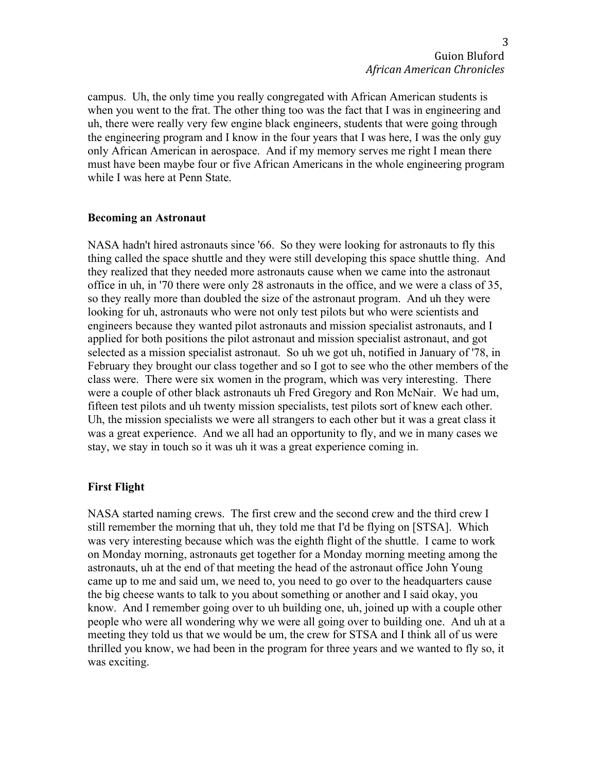campus. Uh, the only time you really congregated with African American students is when you went to the frat. The other thing too was the fact that I was in engineering and uh, there were really very few engine black engineers, students that were going through the engineering program and I know in the four years that I was here, I was the only guy only African American in aerospace. And if my memory serves me right I mean there must have been maybe four or five African Americans in the whole engineering program while I was here at Penn State.

### Becoming an Astronaut

NASA hadn't hired astronauts since '66. So they were looking for astronauts to fly this thing called the space shuttle and they were still developing this space shuttle thing. And they realized that they needed more astronauts cause when we came into the astronaut office in uh, in '70 there were only 28 astronauts in the office, and we were a class of 35, so they really more than doubled the size of the astronaut program. And uh they were looking for uh, astronauts who were not only test pilots but who were scientists and engineers because they wanted pilot astronauts and mission specialist astronauts, and I applied for both positions the pilot astronaut and mission specialist astronaut, and got selected as a mission specialist astronaut. So uh we got uh, notified in January of '78, in February they brought our class together and so I got to see who the other members of the class were. There were six women in the program, which was very interesting. There were a couple of other black astronauts uh Fred Gregory and Ron McNair. We had um, fifteen test pilots and uh twenty mission specialists, test pilots sort of knew each other. Uh, the mission specialists we were all strangers to each other but it was a great class it was a great experience. And we all had an opportunity to fly, and we in many cases we stay, we stay in touch so it was uh it was a great experience coming in.

### First Flight

NASA started naming crews. The first crew and the second crew and the third crew I still remember the morning that uh, they told me that I'd be flying on [STSA]. Which was very interesting because which was the eighth flight of the shuttle. I came to work on Monday morning, astronauts get together for a Monday morning meeting among the astronauts, uh at the end of that meeting the head of the astronaut office John Young came up to me and said um, we need to, you need to go over to the headquarters cause the big cheese wants to talk to you about something or another and I said okay, you know. And I remember going over to uh building one, uh, joined up with a couple other people who were all wondering why we were all going over to building one. And uh at a meeting they told us that we would be um, the crew for STSA and I think all of us were thrilled you know, we had been in the program for three years and we wanted to fly so, it was exciting.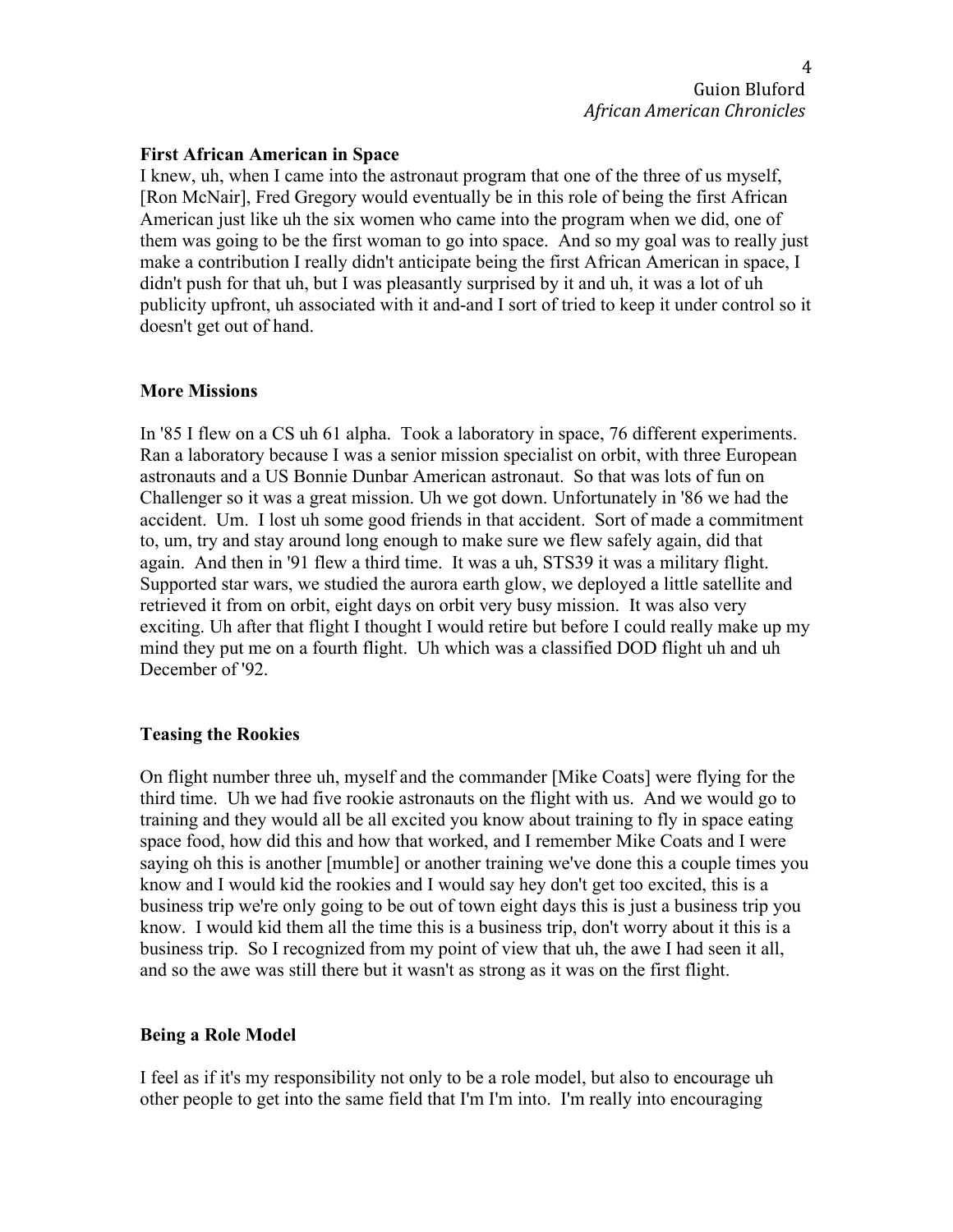**First African American in Space**

I knew, uh, when I came into the astronaut program that one of the three of us myself, [Ron McNair], Fred Gregory would eventually be in this role of being the first African American just like uh the six women who came into the program when we did, one of them was going to be the first woman to go into space. And so my goal was to really just make a contribution I really didn't anticipate being the first African American in space, I didn't push for that uh, but I was pleasantly surprised by it and uh, it was a lot of uh publicity upfront, uh associated with it and-and I sort of tried to keep it under control so it doesn't get out of hand.

**More Missions**

In '85 I flew on a CS uh 61 alpha. Took a laboratory in space, 76 different experiments. Ran a laboratory because I was a senior mission specialist on orbit, with three European astronauts and a US Bonnie Dunbar American astronaut. So that was lots of fun on Challenger so it was a great mission. Uh we got down. Unfortunately in '86 we had the accident. Um. I lost uh some good friends in that accident. Sort of made a commitment to, um, try and stay around long enough to make sure we flew safely again, did that again. And then in '91 flew a third time. It was a uh, STS39 it was a military flight. Supported star wars, we studied the aurora earth glow, we deployed a little satellite and retrieved it from on orbit, eight days on orbit very busy mission. It was also very exciting. Uh after that flight I thought I would retire but before I could really make up my mind they put me on a fourth flight. Uh which was a classified DOD flight uh and uh December of '92.

**Teasing the Rookies**

On flight number three uh, myself and the commander [Mike Coats] were flying for the third time. Uh we had five rookie astronauts on the flight with us. And we would go to training and they would all be all excited you know about training to fly in space eating space food, how did this and how that worked, and I remember Mike Coats and I were saying oh this is another [mumble] or another training we've done this a couple times you know and I would kid the rookies and I would say hey don't get too excited, this is a business trip we're only going to be out of town eight days this is just a business trip you know. I would kid them all the time this is a business trip, don't worry about it this is a business trip. So I recognized from my point of view that uh, the awe I had seen it all, and so the awe was still there but it wasn't as strong as it was on the first flight.

**Being a Role Model**

I feel as if it's my responsibility not only to be a role model, but also to encourage uh other people to get into the same field that I'm I'm into. I'm really into encouraging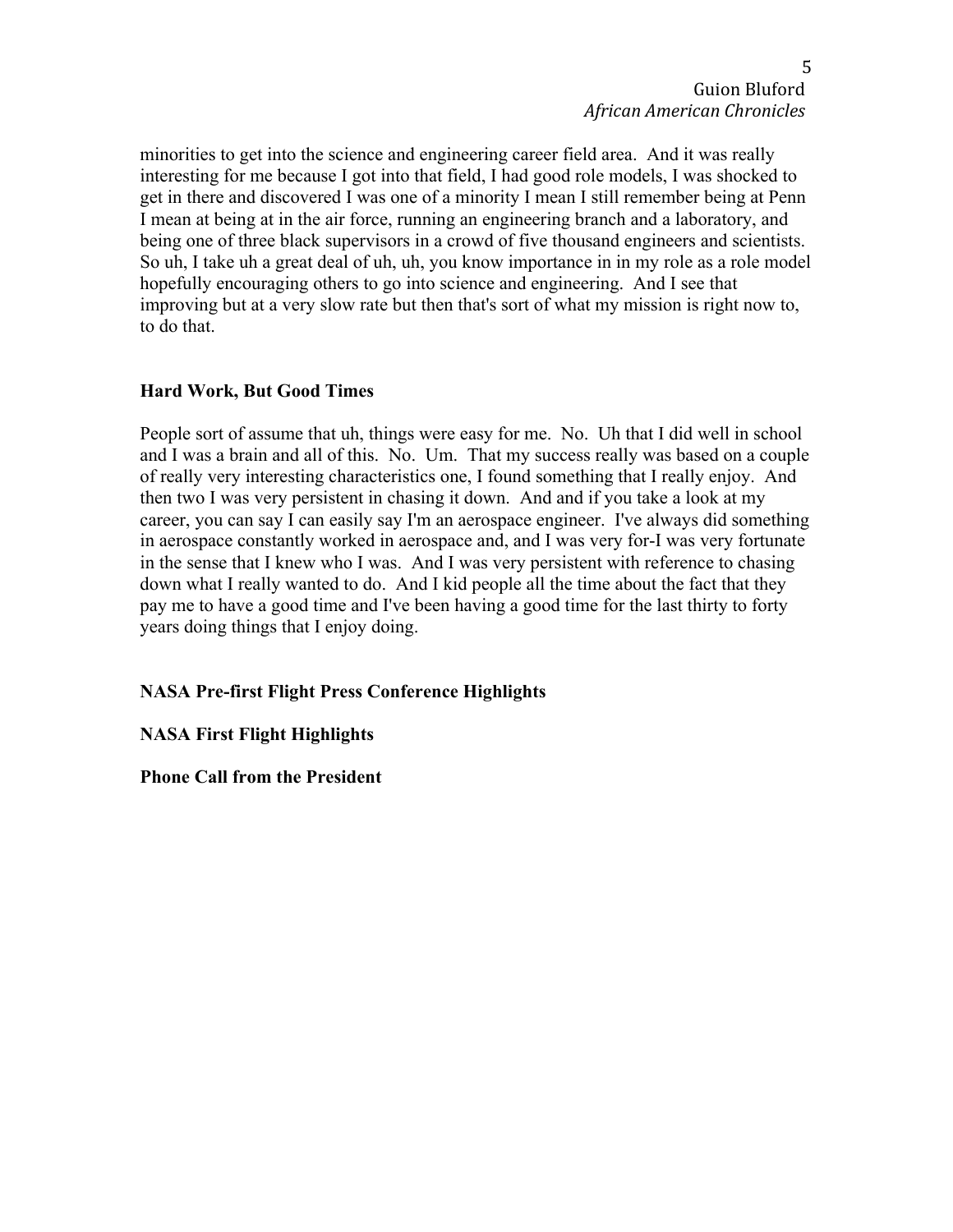minorities to get into the science and engineering career field area. And it was really interesting for me because I got into that field, I had good role models, I was shocked to get in there and discovered I was one of a minority I mean I still remember being at Penn I mean at being at in the air force, running an engineering branch and a laboratory, and being one of three black supervisors in a crowd of five thousand engineers and scientists. So uh, I take uh a great deal of uh, uh, you know importance in in my role as a role model hopefully encouraging others to go into science and engineering. And I see that improving but at a very slow rate but then that's sort of what my mission is right now to, to do that.

## Hard Work, But Good Times

People sort of assume that uh, things were easy for me. No. Uh that I did well in school and I was a brain and all of this. No. Um. That my success really was based on a couple of really very interesting characteristics one, I found something that I really enjoy. And then two I was very persistent in chasing it down. And and if you take a look at my career, you can say I can easily say I'm an aerospace engineer. I've always did something in aerospace constantly worked in aerospace and, and I was very for-I was very fortunate in the sense that I knew who I was. And I was very persistent with reference to chasing down what I really wanted to do. And I kid people all the time about the fact that they pay me to have a good time and I've been having a good time for the last thirty to forty years doing things that I enjoy doing.

## NASA Pre-first Flight Press Conference Highlights

## NASA First Flight Highlights

## Phone Call from the President